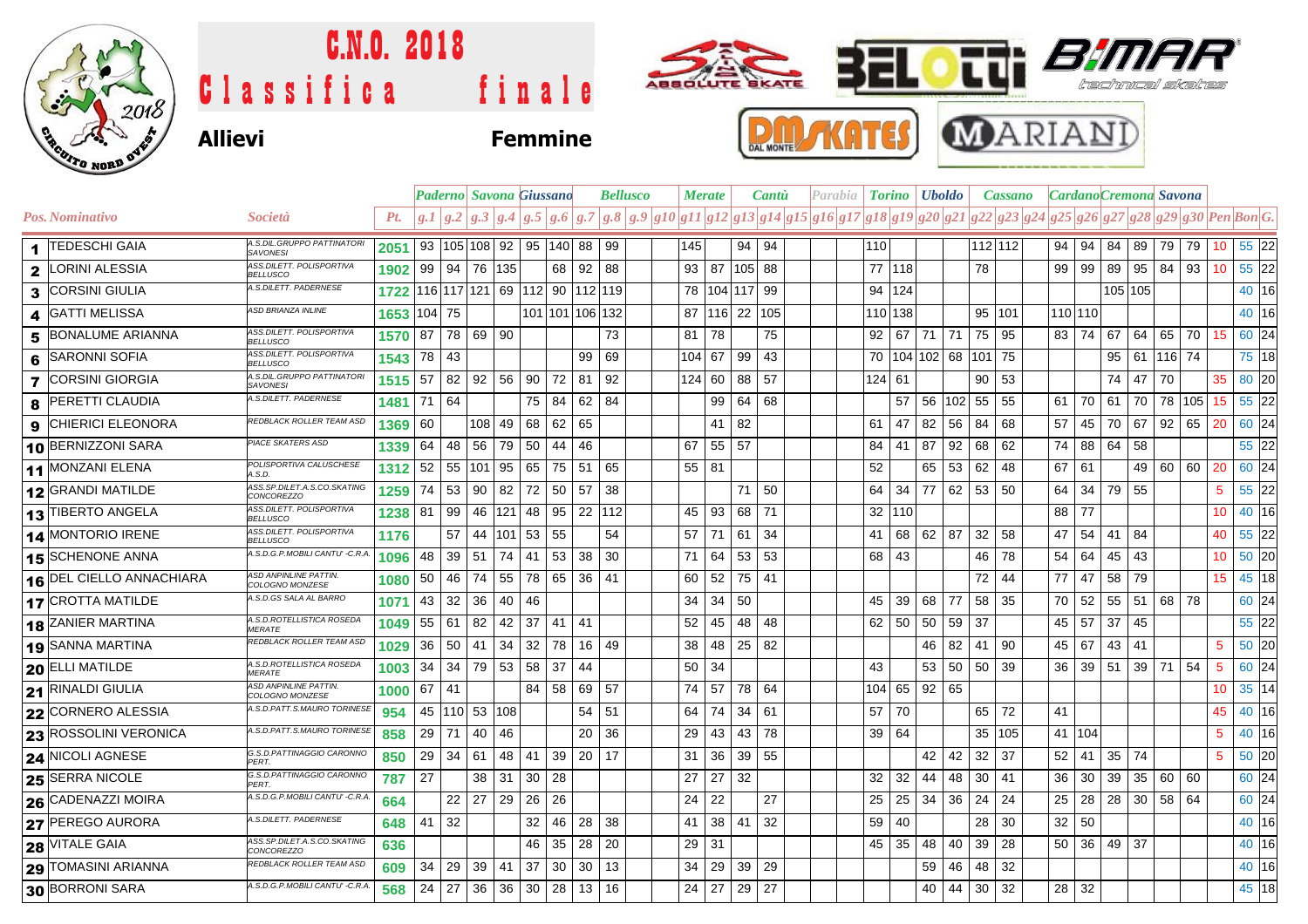# C.N.O. 2018

## Classifica finale

**Allievi** **Femmine**

| Pos. | Nominativo | Società | Pt. | Paderno | | Savona | | Giussano | | Bellusco | | | | Merate | | Cantù | | Parabia | | | Torino | | Uboldo | | Cassano | | | Cardano | | Cremona | | Savona | | | | |
|---|---|---|---|---|---|---|---|---|---|---|---|---|---|---|---|---|---|---|---|---|---|---|---|---|---|---|---|---|---|---|---|---|---|---|---|---|
| | | | | g.1 | g.2 | g.3 | g.4 | g.5 | g.6 | g.7 | g.8 | g.9 | g10 | g11 | g12 | g13 | g14 | g15 | g16 | g17 | g18 | g19 | g20 | g21 | g22 | g23 | g24 | g25 | g26 | g27 | g28 | g29 | g30 | Pen | Bon | G. |
| 1 | TEDESCHI GAIA | A.S.DIL.GRUPPO PATTINATORI SAVONESI | 2051 | 93 | 105 | 108 | 92 | 95 | 140 | 88 | 99 | | | 145 | | 94 | 94 | | | | 110 | | | | 112 | 112 | | 94 | 94 | 84 | 89 | 79 | 79 | 10 | 55 | 22 |
| 2 | LORINI ALESSIA | ASS.DILETT. POLISPORTIVA BELLUSCO | 1902 | 99 | 94 | 76 | 135 | | 68 | 92 | 88 | | | 93 | 87 | 105 | 88 | | | | 77 | 118 | | | 78 | | | 99 | 99 | 89 | 95 | 84 | 93 | 10 | 55 | 22 |
| 3 | CORSINI GIULIA | A.S.DILETT. PADERNESE | 1722 | 116 | 117 | 121 | 69 | 112 | 90 | 112 | 119 | | | 78 | 104 | 117 | 99 | | | | 94 | 124 | | | | | | | | 105 | 105 | | | | 40 | 16 |
| 4 | GATTI MELISSA | ASD BRIANZA INLINE | 1653 | 104 | 75 | | | 101 | 101 | 106 | 132 | | | 87 | 116 | 22 | 105 | | | | 110 | 138 | | | 95 | 101 | | 110 | 110 | | | | | | 40 | 16 |
| 5 | BONALUME ARIANNA | ASS.DILETT. POLISPORTIVA BELLUSCO | 1570 | 87 | 78 | 69 | 90 | | | | 73 | | | 81 | 78 | | 75 | | | | 92 | 67 | 71 | 71 | 75 | 95 | | 83 | 74 | 67 | 64 | 65 | 70 | 15 | 60 | 24 |
| 6 | SARONNI SOFIA | ASS.DILETT. POLISPORTIVA BELLUSCO | 1543 | 78 | 43 | | | | | 99 | 69 | | | 104 | 67 | 99 | 43 | | | | 70 | 104 | 102 | 68 | 101 | 75 | | | | 95 | 61 | 116 | 74 | | 75 | 18 |
| 7 | CORSINI GIORGIA | A.S.DIL.GRUPPO PATTINATORI SAVONESI | 1515 | 57 | 82 | 92 | 56 | 90 | 72 | 81 | 92 | | | 124 | 60 | 88 | 57 | | | | 124 | 61 | | | 90 | 53 | | | | 74 | 47 | 70 | | 35 | 80 | 20 |
| 8 | PERETTI CLAUDIA | A.S.DILETT. PADERNESE | 1481 | 71 | 64 | | | 75 | 84 | 62 | 84 | | | | 99 | 64 | 68 | | | | | 57 | 56 | 102 | 55 | 55 | | 61 | 70 | 61 | 70 | 78 | 105 | 15 | 55 | 22 |
| 9 | CHIERICI ELEONORA | REDBLACK ROLLER TEAM ASD | 1369 | 60 | | 108 | 49 | 68 | 62 | 65 | | | | | 41 | 82 | | | | | 61 | 47 | 82 | 56 | 84 | 68 | | 57 | 45 | 70 | 67 | 92 | 65 | 20 | 60 | 24 |
| 10 | BERNIZZONI SARA | PIACE SKATERS ASD | 1339 | 64 | 48 | 56 | 79 | 50 | 44 | 46 | | | | 67 | 55 | 57 | | | | | 84 | 41 | 87 | 92 | 68 | 62 | | 74 | 88 | 64 | 58 | | | | 55 | 22 |
| 11 | MONZANI ELENA | POLISPORTIVA CALUSCHESE A.S.D. | 1312 | 52 | 55 | 101 | 95 | 65 | 75 | 51 | 65 | | | 55 | 81 | | | | | | 52 | | 65 | 53 | 62 | 48 | | 67 | 61 | | 49 | 60 | 60 | 20 | 60 | 24 |
| 12 | GRANDI MATILDE | ASS.SP.DILET.A.S.CO.SKATING CONCOREZZO | 1259 | 74 | 53 | 90 | 82 | 72 | 50 | 57 | 38 | | | | | 71 | 50 | | | | 64 | 34 | 77 | 62 | 53 | 50 | | 64 | 34 | 79 | 55 | | | 5 | 55 | 22 |
| 13 | TIBERTO ANGELA | ASS.DILETT. POLISPORTIVA BELLUSCO | 1238 | 81 | 99 | 46 | 121 | 48 | 95 | 22 | 112 | | | 45 | 93 | 68 | 71 | | | | 32 | 110 | | | | | | 88 | 77 | | | | | 10 | 40 | 16 |
| 14 | MONTORIO IRENE | ASS.DILETT. POLISPORTIVA BELLUSCO | 1176 | | 57 | 44 | 101 | 53 | 55 | | 54 | | | 57 | 71 | 61 | 34 | | | | 41 | 68 | 62 | 87 | 32 | 58 | | 47 | 54 | 41 | 84 | | | 40 | 55 | 22 |
| 15 | SCHENONE ANNA | A.S.D.G.P.MOBILI CANTU' -C.R.A. | 1096 | 48 | 39 | 51 | 74 | 41 | 53 | 38 | 30 | | | 71 | 64 | 53 | 53 | | | | 68 | 43 | | | 46 | 78 | | 54 | 64 | 45 | 43 | | | 10 | 50 | 20 |
| 16 | DEL CIELLO ANNACHIARA | ASD ANPINLINE PATTIN. COLOGNO MONZESE | 1080 | 50 | 46 | 74 | 55 | 78 | 65 | 36 | 41 | | | 60 | 52 | 75 | 41 | | | | | | | | 72 | 44 | | 77 | 47 | 58 | 79 | | | 15 | 45 | 18 |
| 17 | CROTTA MATILDE | A.S.D.GS SALA AL BARRO | 1071 | 43 | 32 | 36 | 40 | 46 | | | | | | 34 | 34 | 50 | | | | | 45 | 39 | 68 | 77 | 58 | 35 | | 70 | 52 | 55 | 51 | 68 | 78 | | 60 | 24 |
| 18 | ZANIER MARTINA | A.S.D.ROTELLISTICA ROSEDA MERATE | 1049 | 55 | 61 | 82 | 42 | 37 | 41 | 41 | | | | 52 | 45 | 48 | 48 | | | | 62 | 50 | 50 | 59 | 37 | | | 45 | 57 | 37 | 45 | | | | 55 | 22 |
| 19 | SANNA MARTINA | REDBLACK ROLLER TEAM ASD | 1029 | 36 | 50 | 41 | 34 | 32 | 78 | 16 | 49 | | | 38 | 48 | 25 | 82 | | | | | | 46 | 82 | 41 | 90 | | 45 | 67 | 43 | 41 | | | 5 | 50 | 20 |
| 20 | ELLI MATILDE | A.S.D.ROTELLISTICA ROSEDA MERATE | 1003 | 34 | 34 | 79 | 53 | 58 | 37 | 44 | | | | 50 | 34 | | | | | | 43 | | 53 | 50 | 50 | 39 | | 36 | 39 | 51 | 39 | 71 | 54 | 5 | 60 | 24 |
| 21 | RINALDI GIULIA | ASD ANPINLINE PATTIN. COLOGNO MONZESE | 1000 | 67 | 41 | | | 84 | 58 | 69 | 57 | | | 74 | 57 | 78 | 64 | | | | 104 | 65 | 92 | 65 | | | | | | | | | | 10 | 35 | 14 |
| 22 | CORNERO ALESSIA | A.S.D.PATT.S.MAURO TORINESE | 954 | | 45 | 110 | 53 | 108 | | 54 | 51 | | | 64 | 74 | 34 | 61 | | | | 57 | 70 | | | 65 | 72 | | 41 | | | | | | 45 | 40 | 16 |
| 23 | ROSSOLINI VERONICA | A.S.D.PATT.S.MAURO TORINESE | 858 | 29 | 71 | 40 | 46 | | | 20 | 36 | | | 29 | 43 | 43 | 78 | | | | 39 | 64 | | | 35 | 105 | | 41 | 104 | | | | | 5 | 40 | 16 |
| 24 | NICOLI AGNESE | G.S.D.PATTINAGGIO CARONNO PERT. | 850 | 29 | 34 | 61 | 48 | 41 | 39 | 20 | 17 | | | 31 | 36 | 39 | 55 | | | | | | 42 | 42 | 32 | 37 | | 52 | 41 | 35 | 74 | | | 5 | 50 | 20 |
| 25 | SERRA NICOLE | G.S.D.PATTINAGGIO CARONNO PERT. | 787 | 27 | | 38 | 31 | 30 | 28 | | | | | 27 | 27 | 32 | | | | | 32 | 32 | 44 | 48 | 30 | 41 | | 36 | 30 | 39 | 35 | 60 | 60 | | 60 | 24 |
| 26 | CADENAZZI MOIRA | A.S.D.G.P.MOBILI CANTU' -C.R.A. | 664 | | 22 | 27 | 29 | 26 | 26 | | | | | 24 | 22 | | 27 | | | | 25 | 25 | 34 | 36 | 24 | 24 | | 25 | 28 | 28 | 30 | 58 | 64 | | 60 | 24 |
| 27 | PEREGO AURORA | A.S.DILETT. PADERNESE | 648 | 41 | 32 | | | 32 | 46 | 28 | 38 | | | 41 | 38 | 41 | 32 | | | | 59 | 40 | | | 28 | 30 | | 32 | 50 | | | | | | 40 | 16 |
| 28 | VITALE GAIA | ASS.SP.DILET.A.S.CO.SKATING CONCOREZZO | 636 | | | | | 46 | 35 | 28 | 20 | | | 29 | 31 | | | | | | 45 | 35 | 48 | 40 | 39 | 28 | | 50 | 36 | 49 | 37 | | | | 40 | 16 |
| 29 | TOMASINI ARIANNA | REDBLACK ROLLER TEAM ASD | 609 | 34 | 29 | 39 | 41 | 37 | 30 | 30 | 13 | | | 34 | 29 | 39 | 29 | | | | | | 59 | 46 | 48 | 32 | | | | | | | | | 40 | 16 |
| 30 | BORRONI SARA | A.S.D.G.P.MOBILI CANTU' -C.R.A. | 568 | 24 | 27 | 36 | 36 | 30 | 28 | 13 | 16 | | | 24 | 27 | 29 | 27 | | | | | | 40 | 44 | 30 | 32 | | 28 | 32 | | | | | | 45 | 18 |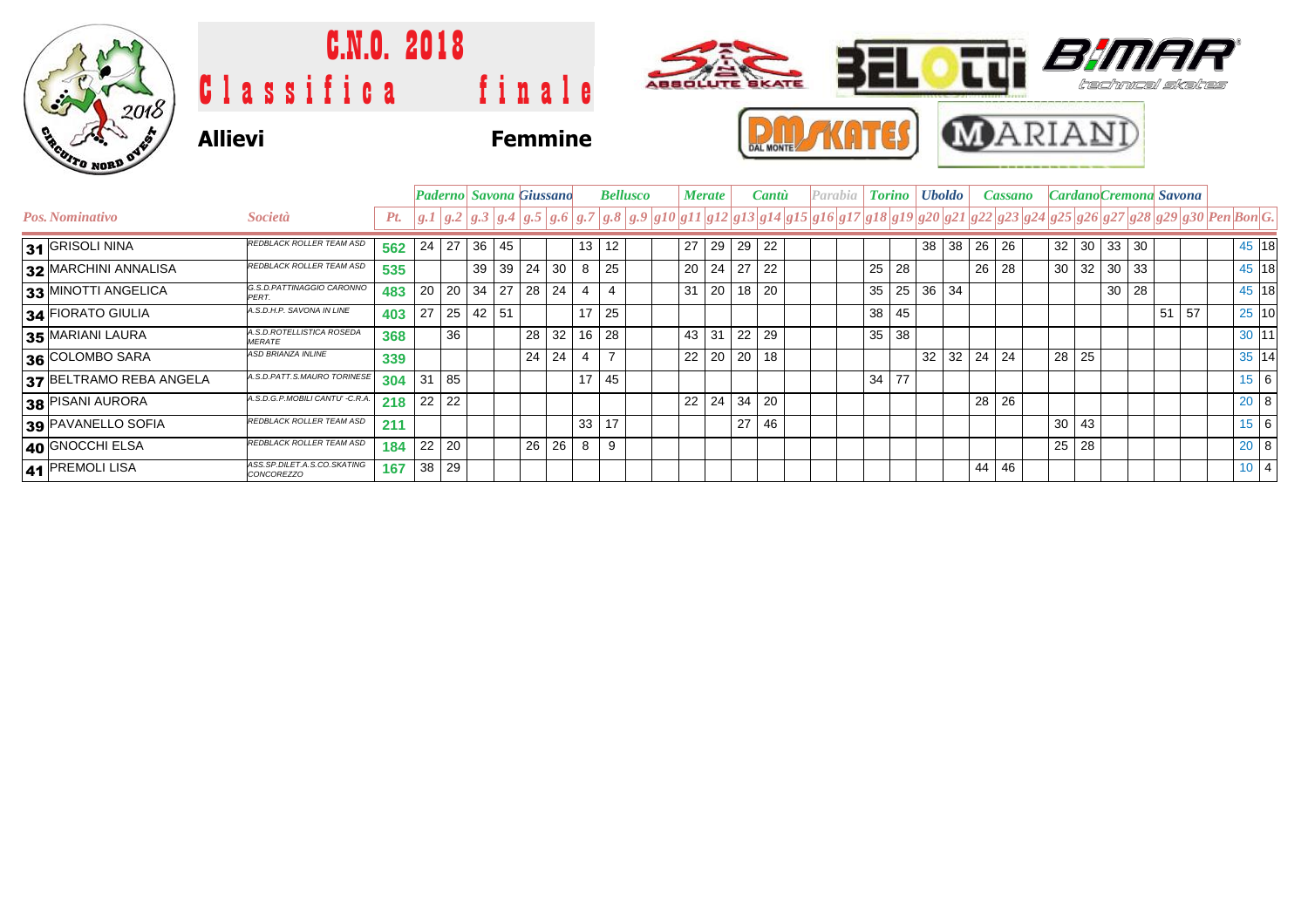# C.N.O. 2018

# Classifica finale

## Allievi Femmine

| | | | | Paderno | | Savona | | Giussano | | Bellusco | | | | Merate | | Cantù | | | Parabia | | Torino | | Uboldo | | Cassano | | | Cardano | | Cremona | | Savona | | | | |
|---|---|---|---|---|---|---|---|---|---|---|---|---|---|---|---|---|---|---|---|---|---|---|---|---|---|---|---|---|---|---|---|---|---|---|---|---|
| Pos. | Nominativo | Società | Pt. | g.1 | g.2 | g.3 | g.4 | g.5 | g.6 | g.7 | g.8 | g.9 | g10 | g11 | g12 | g13 | g14 | g15 | g16 | g17 | g18 | g19 | g20 | g21 | g22 | g23 | g24 | g25 | g26 | g27 | g28 | g29 | g30 | Pen | Bon | G. |
| 31 | GRISOLI NINA | REDBLACK ROLLER TEAM ASD | 562 | 24 | 27 | 36 | 45 | | | 13 | 12 | | | 27 | 29 | 29 | 22 | | | | | | 38 | 38 | 26 | 26 | | 32 | 30 | 33 | 30 | | | | 45 | 18 |
| 32 | MARCHINI ANNALISA | REDBLACK ROLLER TEAM ASD | 535 | | | 39 | 39 | 24 | 30 | 8 | 25 | | | 20 | 24 | 27 | 22 | | | | 25 | 28 | | | 26 | 28 | | 30 | 32 | 30 | 33 | | | | 45 | 18 |
| 33 | MINOTTI ANGELICA | G.S.D.PATTINAGGIO CARONNO PERT. | 483 | 20 | 20 | 34 | 27 | 28 | 24 | 4 | 4 | | | 31 | 20 | 18 | 20 | | | | 35 | 25 | 36 | 34 | | | | | | 30 | 28 | | | | 45 | 18 |
| 34 | FIORATO GIULIA | A.S.D.H.P. SAVONA IN LINE | 403 | 27 | 25 | 42 | 51 | | | 17 | 25 | | | | | | | | | | 38 | 45 | | | | | | | | | | 51 | 57 | | 25 | 10 |
| 35 | MARIANI LAURA | A.S.D.ROTELLISTICA ROSEDA MERATE | 368 | | 36 | | | 28 | 32 | 16 | 28 | | | 43 | 31 | 22 | 29 | | | | 35 | 38 | | | | | | | | | | | | | 30 | 11 |
| 36 | COLOMBO SARA | ASD BRIANZA INLINE | 339 | | | | | 24 | 24 | 4 | 7 | | | 22 | 20 | 20 | 18 | | | | | | 32 | 32 | 24 | 24 | | 28 | 25 | | | | | | 35 | 14 |
| 37 | BELTRAMO REBA ANGELA | A.S.D.PATT.S.MAURO TORINESE | 304 | 31 | 85 | | | | | 17 | 45 | | | | | | | | | | 34 | 77 | | | | | | | | | | | | | 15 | 6 |
| 38 | PISANI AURORA | A.S.D.G.P.MOBILI CANTU' -C.R.A. | 218 | 22 | 22 | | | | | | | | | 22 | 24 | 34 | 20 | | | | | | | | 28 | 26 | | | | | | | | | 20 | 8 |
| 39 | PAVANELLO SOFIA | REDBLACK ROLLER TEAM ASD | 211 | | | | | | | 33 | 17 | | | | | 27 | 46 | | | | | | | | | | | 30 | 43 | | | | | | 15 | 6 |
| 40 | GNOCCHI ELSA | REDBLACK ROLLER TEAM ASD | 184 | 22 | 20 | | | 26 | 26 | 8 | 9 | | | | | | | | | | | | | | | | | 25 | 28 | | | | | | 20 | 8 |
| 41 | PREMOLI LISA | ASS.SP.DILET.A.S.CO.SKATING CONCOREZZO | 167 | 38 | 29 | | | | | | | | | | | | | | | | | | | | 44 | 46 | | | | | | | | | 10 | 4 |